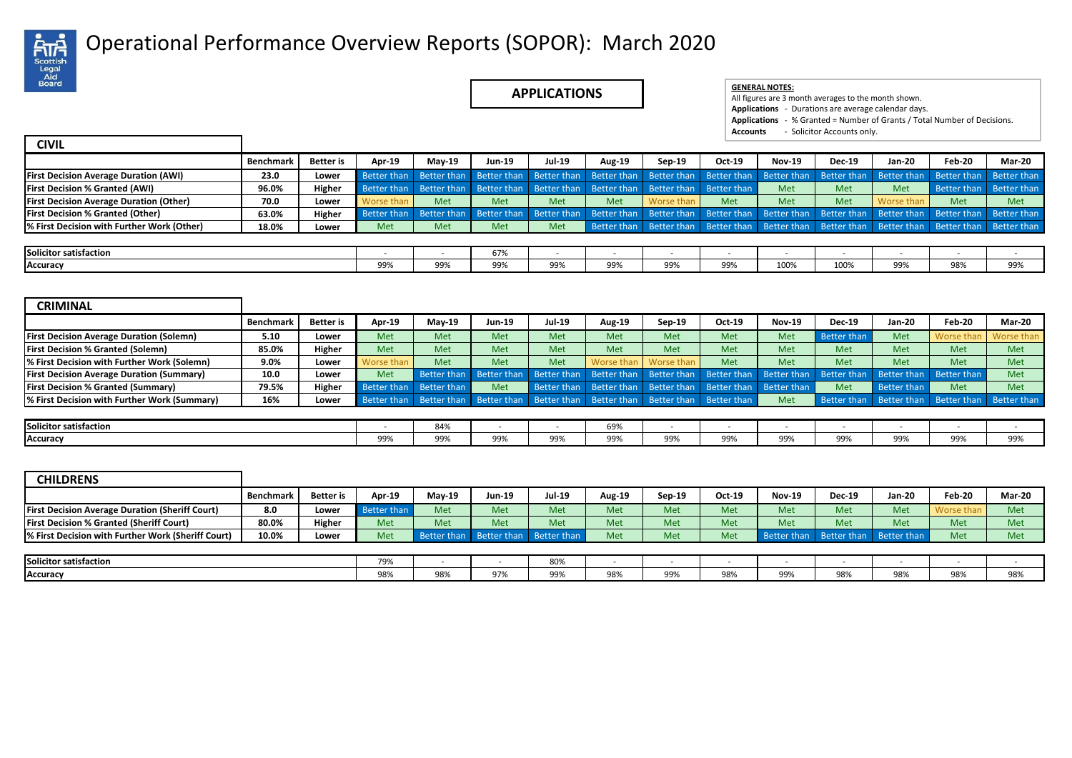# Operational Performance Overview Reports (SOPOR): March 2020

## APPLICATIONS

**GENERAL NOTES:**
All figures are 3 month averages to the month shown.
**Applications** - Durations are average calendar days.
**Applications** - % Granted = Number of Grants / Total Number of Decisions.
**Accounts** - Solicitor Accounts only.

### CIVIL

| | Benchmark | Better is | Apr-19 | May-19 | Jun-19 | Jul-19 | Aug-19 | Sep-19 | Oct-19 | Nov-19 | Dec-19 | Jan-20 | Feb-20 | Mar-20 |
|---|---|---|---|---|---|---|---|---|---|---|---|---|---|---|
| **First Decision Average Duration (AWI)** | 23.0 | Lower | Better than | Better than | Better than | Better than | Better than | Better than | Better than | Better than | Better than | Better than | Better than | Better than |
| **First Decision % Granted (AWI)** | 96.0% | Higher | Better than | Better than | Better than | Better than | Better than | Better than | Better than | Met | Met | Met | Better than | Better than |
| **First Decision Average Duration (Other)** | 70.0 | Lower | Worse than | Met | Met | Met | Met | Worse than | Met | Met | Met | Worse than | Met | Met |
| **First Decision % Granted (Other)** | 63.0% | Higher | Better than | Better than | Better than | Better than | Better than | Better than | Better than | Better than | Better than | Better than | Better than | Better than |
| **% First Decision with Further Work (Other)** | 18.0% | Lower | Met | Met | Met | Met | Better than | Better than | Better than | Better than | Better than | Better than | Better than | Better than |

| | Apr-19 | May-19 | Jun-19 | Jul-19 | Aug-19 | Sep-19 | Oct-19 | Nov-19 | Dec-19 | Jan-20 | Feb-20 | Mar-20 |
|---|---|---|---|---|---|---|---|---|---|---|---|---|
| **Solicitor satisfaction** | - | - | 67% | - | - | - | - | - | - | - | - | - |
| **Accuracy** | 99% | 99% | 99% | 99% | 99% | 99% | 99% | 100% | 100% | 99% | 98% | 99% |

### CRIMINAL

| | Benchmark | Better is | Apr-19 | May-19 | Jun-19 | Jul-19 | Aug-19 | Sep-19 | Oct-19 | Nov-19 | Dec-19 | Jan-20 | Feb-20 | Mar-20 |
|---|---|---|---|---|---|---|---|---|---|---|---|---|---|---|
| **First Decision Average Duration (Solemn)** | 5.10 | Lower | Met | Met | Met | Met | Met | Met | Met | Met | Better than | Met | Worse than | Worse than |
| **First Decision % Granted (Solemn)** | 85.0% | Higher | Met | Met | Met | Met | Met | Met | Met | Met | Met | Met | Met | Met |
| **% First Decision with Further Work (Solemn)** | 9.0% | Lower | Worse than | Met | Met | Met | Worse than | Worse than | Met | Met | Met | Met | Met | Met |
| **First Decision Average Duration (Summary)** | 10.0 | Lower | Met | Better than | Better than | Better than | Better than | Better than | Better than | Better than | Better than | Better than | Better than | Met |
| **First Decision % Granted (Summary)** | 79.5% | Higher | Better than | Better than | Met | Better than | Better than | Better than | Better than | Better than | Met | Better than | Met | Met |
| **% First Decision with Further Work (Summary)** | 16% | Lower | Better than | Better than | Better than | Better than | Better than | Better than | Better than | Met | Better than | Better than | Better than | Better than |

| | Apr-19 | May-19 | Jun-19 | Jul-19 | Aug-19 | Sep-19 | Oct-19 | Nov-19 | Dec-19 | Jan-20 | Feb-20 | Mar-20 |
|---|---|---|---|---|---|---|---|---|---|---|---|---|
| **Solicitor satisfaction** | - | 84% | - | - | 69% | - | - | - | - | - | - | - |
| **Accuracy** | 99% | 99% | 99% | 99% | 99% | 99% | 99% | 99% | 99% | 99% | 99% | 99% |

### CHILDRENS

| | Benchmark | Better is | Apr-19 | May-19 | Jun-19 | Jul-19 | Aug-19 | Sep-19 | Oct-19 | Nov-19 | Dec-19 | Jan-20 | Feb-20 | Mar-20 |
|---|---|---|---|---|---|---|---|---|---|---|---|---|---|---|
| **First Decision Average Duration (Sheriff Court)** | 8.0 | Lower | Better than | Met | Met | Met | Met | Met | Met | Met | Met | Met | Worse than | Met |
| **First Decision % Granted (Sheriff Court)** | 80.0% | Higher | Met | Met | Met | Met | Met | Met | Met | Met | Met | Met | Met | Met |
| **% First Decision with Further Work (Sheriff Court)** | 10.0% | Lower | Met | Better than | Better than | Better than | Met | Met | Met | Better than | Better than | Better than | Met | Met |

| | Apr-19 | May-19 | Jun-19 | Jul-19 | Aug-19 | Sep-19 | Oct-19 | Nov-19 | Dec-19 | Jan-20 | Feb-20 | Mar-20 |
|---|---|---|---|---|---|---|---|---|---|---|---|---|
| **Solicitor satisfaction** | 79% | - | - | 80% | - | - | - | - | - | - | - | - |
| **Accuracy** | 98% | 98% | 97% | 99% | 98% | 99% | 98% | 99% | 98% | 98% | 98% | 98% |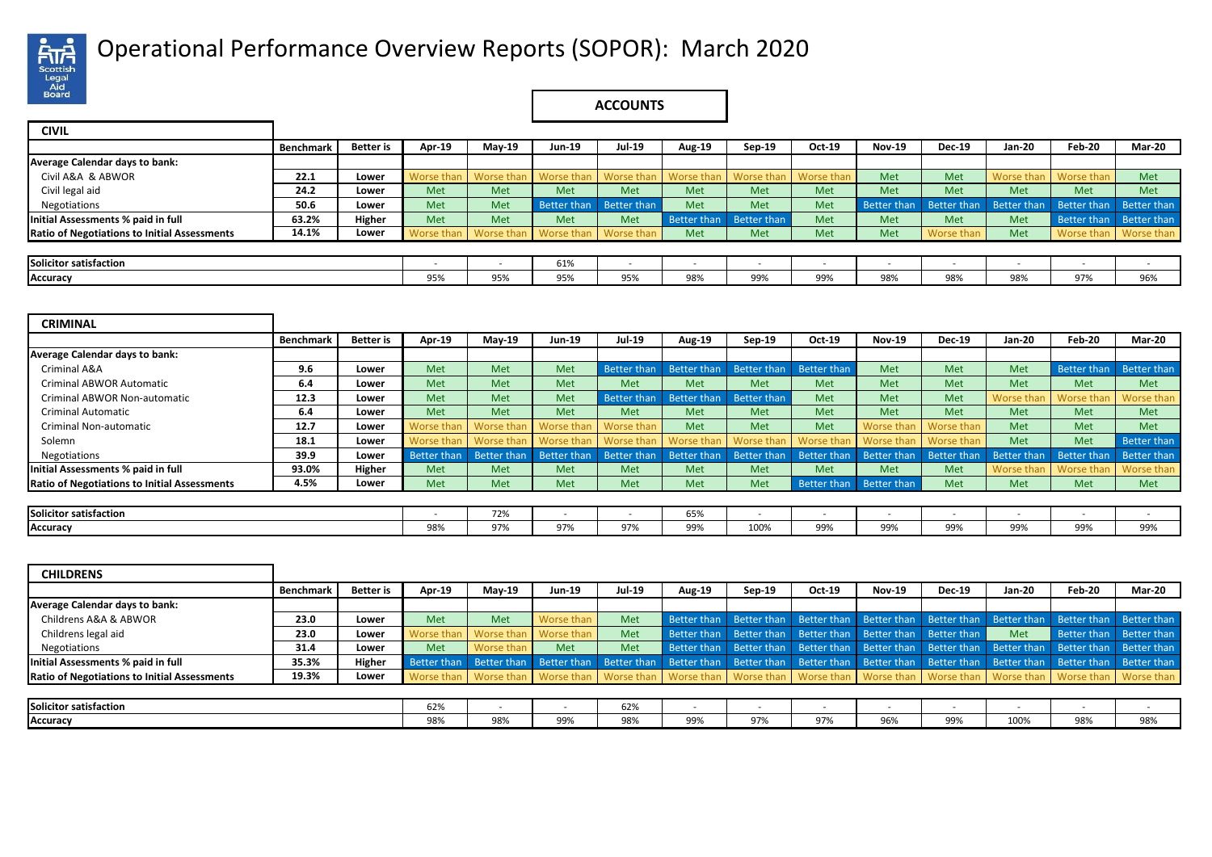# Operational Performance Overview Reports (SOPOR): March 2020

## ACCOUNTS

### CIVIL

| | Benchmark | Better is | Apr-19 | May-19 | Jun-19 | Jul-19 | Aug-19 | Sep-19 | Oct-19 | Nov-19 | Dec-19 | Jan-20 | Feb-20 | Mar-20 |
|---|---|---|---|---|---|---|---|---|---|---|---|---|---|---|
| **Average Calendar days to bank:** | | | | | | | | | | | | | | |
| Civil A&A & ABWOR | 22.1 | Lower | Worse than | Worse than | Worse than | Worse than | Worse than | Worse than | Worse than | Met | Met | Worse than | Worse than | Met |
| Civil legal aid | 24.2 | Lower | Met | Met | Met | Met | Met | Met | Met | Met | Met | Met | Met | Met |
| Negotiations | 50.6 | Lower | Met | Met | Better than | Better than | Met | Met | Met | Better than | Better than | Better than | Better than | Better than |
| **Initial Assessments % paid in full** | 63.2% | Higher | Met | Met | Met | Met | Better than | Better than | Met | Met | Met | Met | Better than | Better than |
| **Ratio of Negotiations to Initial Assessments** | 14.1% | Lower | Worse than | Worse than | Worse than | Worse than | Met | Met | Met | Met | Worse than | Met | Worse than | Worse than |

| | Apr-19 | May-19 | Jun-19 | Jul-19 | Aug-19 | Sep-19 | Oct-19 | Nov-19 | Dec-19 | Jan-20 | Feb-20 | Mar-20 |
|---|---|---|---|---|---|---|---|---|---|---|---|---|
| **Solicitor satisfaction** | - | - | 61% | - | - | - | - | - | - | - | - | - |
| **Accuracy** | 95% | 95% | 95% | 95% | 98% | 99% | 99% | 98% | 98% | 98% | 97% | 96% |

### CRIMINAL

| | Benchmark | Better is | Apr-19 | May-19 | Jun-19 | Jul-19 | Aug-19 | Sep-19 | Oct-19 | Nov-19 | Dec-19 | Jan-20 | Feb-20 | Mar-20 |
|---|---|---|---|---|---|---|---|---|---|---|---|---|---|---|
| **Average Calendar days to bank:** | | | | | | | | | | | | | | |
| Criminal A&A | 9.6 | Lower | Met | Met | Met | Better than | Better than | Better than | Better than | Met | Met | Met | Better than | Better than |
| Criminal ABWOR Automatic | 6.4 | Lower | Met | Met | Met | Met | Met | Met | Met | Met | Met | Met | Met | Met |
| Criminal ABWOR Non-automatic | 12.3 | Lower | Met | Met | Met | Better than | Better than | Better than | Met | Met | Met | Worse than | Worse than | Worse than |
| Criminal Automatic | 6.4 | Lower | Met | Met | Met | Met | Met | Met | Met | Met | Met | Met | Met | Met |
| Criminal Non-automatic | 12.7 | Lower | Worse than | Worse than | Worse than | Worse than | Met | Met | Met | Worse than | Worse than | Met | Met | Met |
| Solemn | 18.1 | Lower | Worse than | Worse than | Worse than | Worse than | Worse than | Worse than | Worse than | Worse than | Worse than | Met | Met | Better than |
| Negotiations | 39.9 | Lower | Better than | Better than | Better than | Better than | Better than | Better than | Better than | Better than | Better than | Better than | Better than | Better than |
| **Initial Assessments % paid in full** | 93.0% | Higher | Met | Met | Met | Met | Met | Met | Met | Met | Met | Worse than | Worse than | Worse than |
| **Ratio of Negotiations to Initial Assessments** | 4.5% | Lower | Met | Met | Met | Met | Met | Met | Better than | Better than | Met | Met | Met | Met |

| | Apr-19 | May-19 | Jun-19 | Jul-19 | Aug-19 | Sep-19 | Oct-19 | Nov-19 | Dec-19 | Jan-20 | Feb-20 | Mar-20 |
|---|---|---|---|---|---|---|---|---|---|---|---|---|
| **Solicitor satisfaction** | - | 72% | - | - | 65% | - | - | - | - | - | - | - |
| **Accuracy** | 98% | 97% | 97% | 97% | 99% | 100% | 99% | 99% | 99% | 99% | 99% | 99% |

### CHILDRENS

| | Benchmark | Better is | Apr-19 | May-19 | Jun-19 | Jul-19 | Aug-19 | Sep-19 | Oct-19 | Nov-19 | Dec-19 | Jan-20 | Feb-20 | Mar-20 |
|---|---|---|---|---|---|---|---|---|---|---|---|---|---|---|
| **Average Calendar days to bank:** | | | | | | | | | | | | | | |
| Childrens A&A & ABWOR | 23.0 | Lower | Met | Met | Worse than | Met | Better than | Better than | Better than | Better than | Better than | Better than | Better than | Better than |
| Childrens legal aid | 23.0 | Lower | Worse than | Worse than | Worse than | Met | Better than | Better than | Better than | Better than | Better than | Met | Better than | Better than |
| Negotiations | 31.4 | Lower | Met | Worse than | Met | Met | Better than | Better than | Better than | Better than | Better than | Better than | Better than | Better than |
| **Initial Assessments % paid in full** | 35.3% | Higher | Better than | Better than | Better than | Better than | Better than | Better than | Better than | Better than | Better than | Better than | Better than | Better than |
| **Ratio of Negotiations to Initial Assessments** | 19.3% | Lower | Worse than | Worse than | Worse than | Worse than | Worse than | Worse than | Worse than | Worse than | Worse than | Worse than | Worse than | Worse than |

| | Apr-19 | May-19 | Jun-19 | Jul-19 | Aug-19 | Sep-19 | Oct-19 | Nov-19 | Dec-19 | Jan-20 | Feb-20 | Mar-20 |
|---|---|---|---|---|---|---|---|---|---|---|---|---|
| **Solicitor satisfaction** | 62% | - | - | 62% | - | - | - | - | - | - | - | - |
| **Accuracy** | 98% | 98% | 99% | 98% | 99% | 97% | 97% | 96% | 99% | 100% | 98% | 98% |